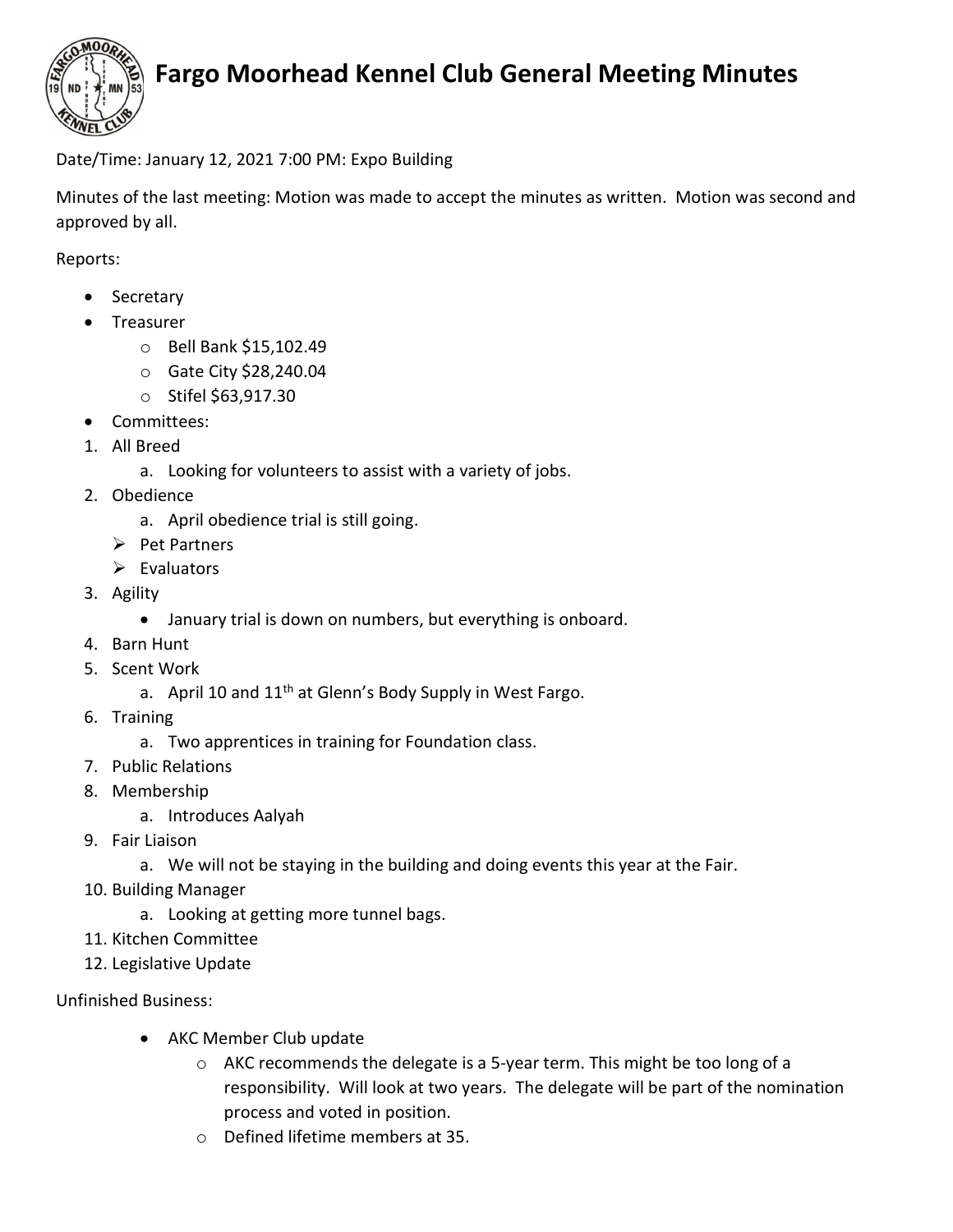# Fargo Moorhead Kennel Club General Meeting Minutes

Date/Time: January 12, 2021 7:00 PM: Expo Building

Minutes of the last meeting: Motion was made to accept the minutes as written. Motion was second and approved by all.

Reports:

- Secretary
- Treasurer
  - Bell Bank $15,102.49
  - Gate City $28,240.04
  - Stifel $63,917.30
- Committees:

1. All Breed
   a. Looking for volunteers to assist with a variety of jobs.
2. Obedience
   a. April obedience trial is still going.
   - Pet Partners
   - Evaluators
3. Agility
   - January trial is down on numbers, but everything is onboard.
4. Barn Hunt
5. Scent Work
   a. April 10 and 11th at Glenn's Body Supply in West Fargo.
6. Training
   a. Two apprentices in training for Foundation class.
7. Public Relations
8. Membership
   a. Introduces Aalyah
9. Fair Liaison
   a. We will not be staying in the building and doing events this year at the Fair.
10. Building Manager
    a. Looking at getting more tunnel bags.
11. Kitchen Committee
12. Legislative Update

Unfinished Business:

- AKC Member Club update
  - AKC recommends the delegate is a 5-year term. This might be too long of a responsibility. Will look at two years. The delegate will be part of the nomination process and voted in position.
  - Defined lifetime members at 35.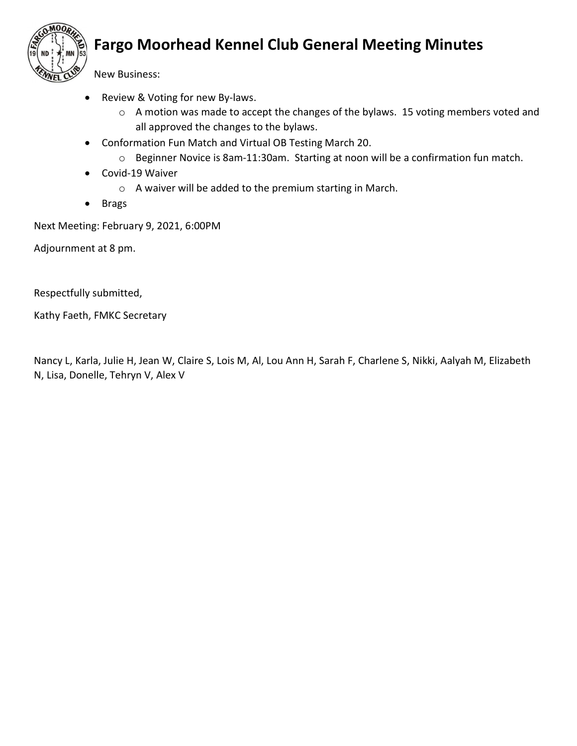# Fargo Moorhead Kennel Club General Meeting Minutes

New Business:

- Review & Voting for new By-laws.
  - A motion was made to accept the changes of the bylaws. 15 voting members voted and all approved the changes to the bylaws.
- Conformation Fun Match and Virtual OB Testing March 20.
  - Beginner Novice is 8am-11:30am. Starting at noon will be a confirmation fun match.
- Covid-19 Waiver
  - A waiver will be added to the premium starting in March.
- Brags

Next Meeting: February 9, 2021, 6:00PM

Adjournment at 8 pm.

Respectfully submitted,

Kathy Faeth, FMKC Secretary

Nancy L, Karla, Julie H, Jean W, Claire S, Lois M, Al, Lou Ann H, Sarah F, Charlene S, Nikki, Aalyah M, Elizabeth N, Lisa, Donelle, Tehryn V, Alex V